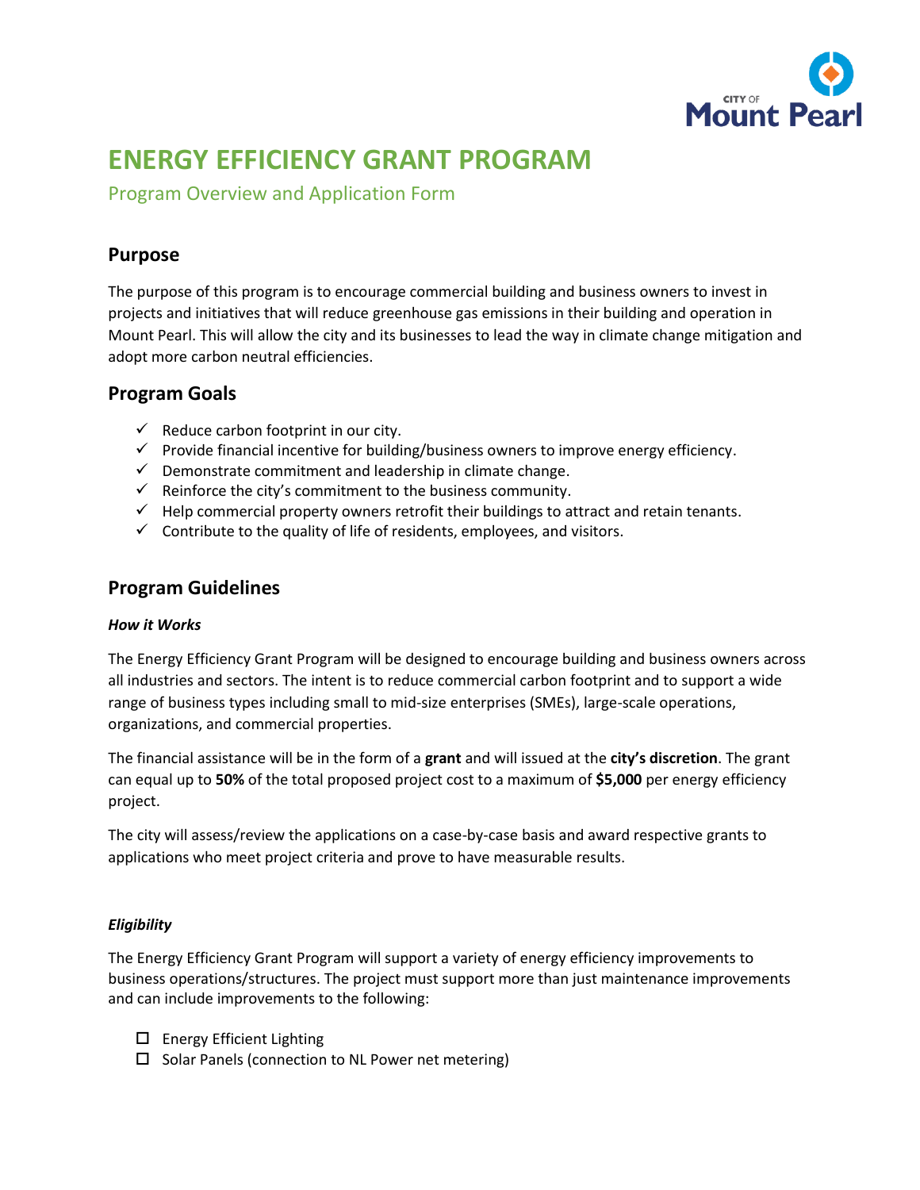CITY OF Mount Pearl

# ENERGY EFFICIENCY GRANT PROGRAM

Program Overview and Application Form

## Purpose

The purpose of this program is to encourage commercial building and business owners to invest in projects and initiatives that will reduce greenhouse gas emissions in their building and operation in Mount Pearl. This will allow the city and its businesses to lead the way in climate change mitigation and adopt more carbon neutral efficiencies.

## Program Goals

- ✓ Reduce carbon footprint in our city.
- ✓ Provide financial incentive for building/business owners to improve energy efficiency.
- ✓ Demonstrate commitment and leadership in climate change.
- ✓ Reinforce the city's commitment to the business community.
- ✓ Help commercial property owners retrofit their buildings to attract and retain tenants.
- ✓ Contribute to the quality of life of residents, employees, and visitors.

## Program Guidelines

***How it Works***

The Energy Efficiency Grant Program will be designed to encourage building and business owners across all industries and sectors. The intent is to reduce commercial carbon footprint and to support a wide range of business types including small to mid-size enterprises (SMEs), large-scale operations, organizations, and commercial properties.

The financial assistance will be in the form of a **grant** and will issued at the **city's discretion**. The grant can equal up to **50%** of the total proposed project cost to a maximum of **$5,000** per energy efficiency project.

The city will assess/review the applications on a case-by-case basis and award respective grants to applications who meet project criteria and prove to have measurable results.

***Eligibility***

The Energy Efficiency Grant Program will support a variety of energy efficiency improvements to business operations/structures. The project must support more than just maintenance improvements and can include improvements to the following:

- ☐ Energy Efficient Lighting
- ☐ Solar Panels (connection to NL Power net metering)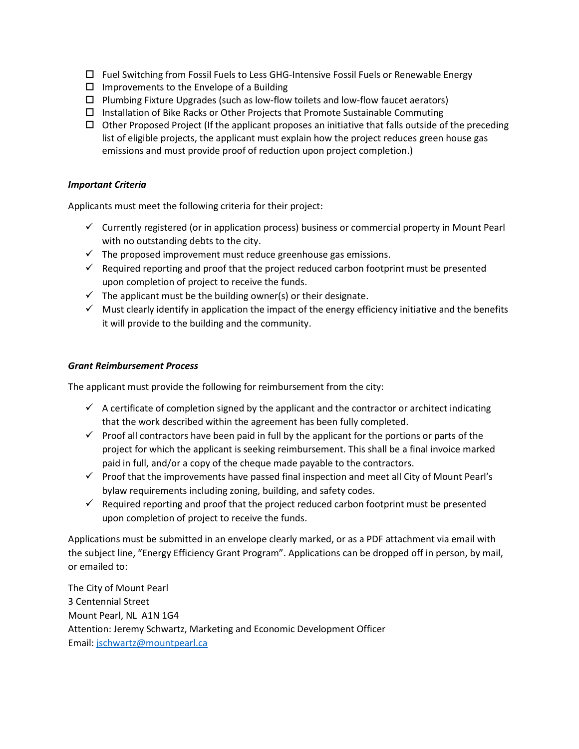- ☐ Fuel Switching from Fossil Fuels to Less GHG-Intensive Fossil Fuels or Renewable Energy
- ☐ Improvements to the Envelope of a Building
- ☐ Plumbing Fixture Upgrades (such as low-flow toilets and low-flow faucet aerators)
- ☐ Installation of Bike Racks or Other Projects that Promote Sustainable Commuting
- ☐ Other Proposed Project (If the applicant proposes an initiative that falls outside of the preceding list of eligible projects, the applicant must explain how the project reduces green house gas emissions and must provide proof of reduction upon project completion.)

***Important Criteria***

Applicants must meet the following criteria for their project:

- ✓ Currently registered (or in application process) business or commercial property in Mount Pearl with no outstanding debts to the city.
- ✓ The proposed improvement must reduce greenhouse gas emissions.
- ✓ Required reporting and proof that the project reduced carbon footprint must be presented upon completion of project to receive the funds.
- ✓ The applicant must be the building owner(s) or their designate.
- ✓ Must clearly identify in application the impact of the energy efficiency initiative and the benefits it will provide to the building and the community.

***Grant Reimbursement Process***

The applicant must provide the following for reimbursement from the city:

- ✓ A certificate of completion signed by the applicant and the contractor or architect indicating that the work described within the agreement has been fully completed.
- ✓ Proof all contractors have been paid in full by the applicant for the portions or parts of the project for which the applicant is seeking reimbursement. This shall be a final invoice marked paid in full, and/or a copy of the cheque made payable to the contractors.
- ✓ Proof that the improvements have passed final inspection and meet all City of Mount Pearl's bylaw requirements including zoning, building, and safety codes.
- ✓ Required reporting and proof that the project reduced carbon footprint must be presented upon completion of project to receive the funds.

Applications must be submitted in an envelope clearly marked, or as a PDF attachment via email with the subject line, "Energy Efficiency Grant Program". Applications can be dropped off in person, by mail, or emailed to:

The City of Mount Pearl
3 Centennial Street
Mount Pearl, NL A1N 1G4
Attention: Jeremy Schwartz, Marketing and Economic Development Officer
Email: jschwartz@mountpearl.ca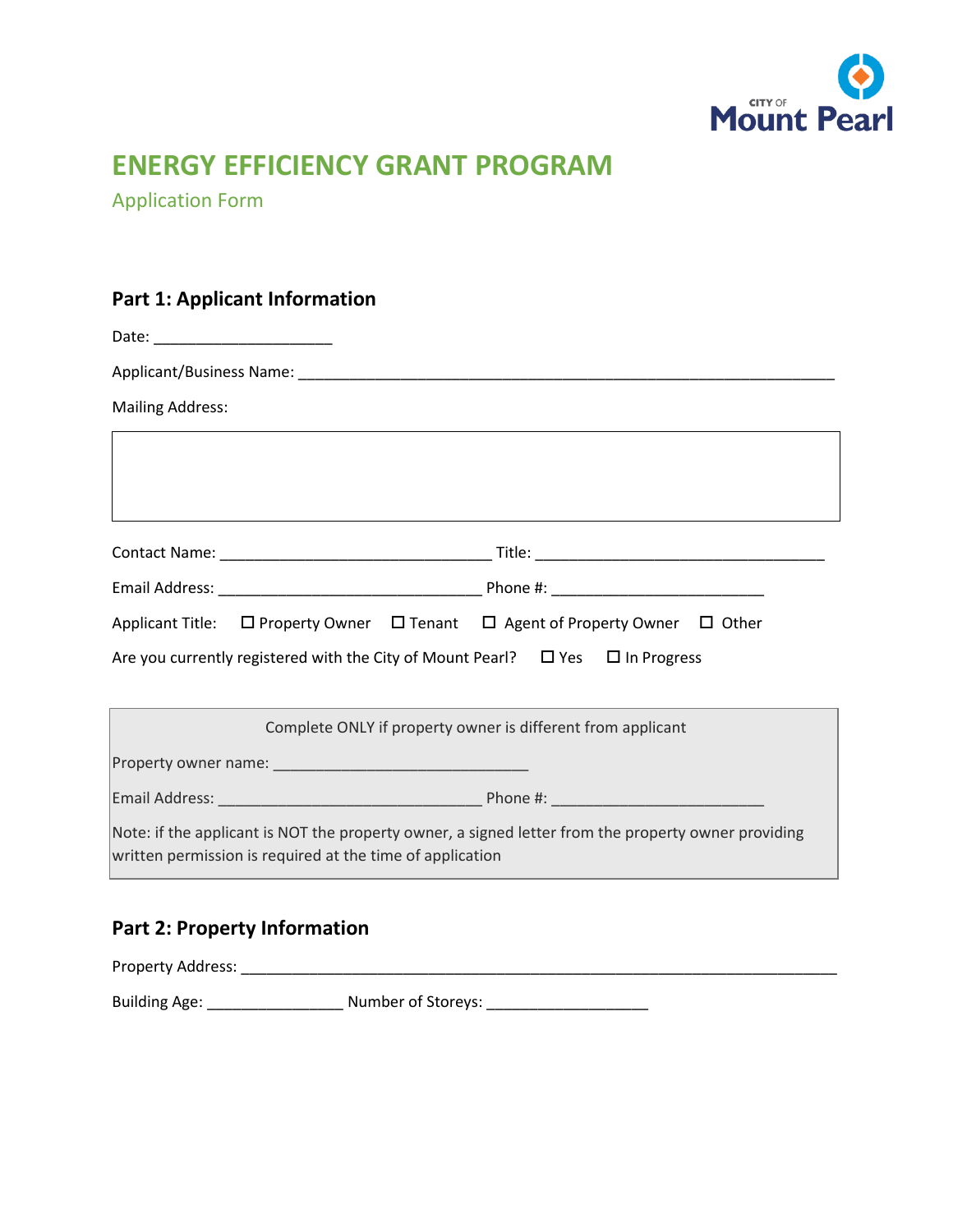# ENERGY EFFICIENCY GRANT PROGRAM

Application Form

## Part 1: Applicant Information

Date: ____________________

Applicant/Business Name: ____________________________________________________________

Mailing Address:

| |
|---|
| |

Contact Name: ______________________________ Title: ________________________________

Email Address: ______________________________ Phone #: _______________________

Applicant Title: ☐ Property Owner ☐ Tenant ☐ Agent of Property Owner ☐ Other

Are you currently registered with the City of Mount Pearl? ☐ Yes ☐ In Progress

> Complete ONLY if property owner is different from applicant
>
> Property owner name: _____________________________
>
> Email Address: ______________________________ Phone #: _______________________
>
> Note: if the applicant is NOT the property owner, a signed letter from the property owner providing written permission is required at the time of application

## Part 2: Property Information

Property Address: ___________________________________________________________________

Building Age: _______________ Number of Storeys: __________________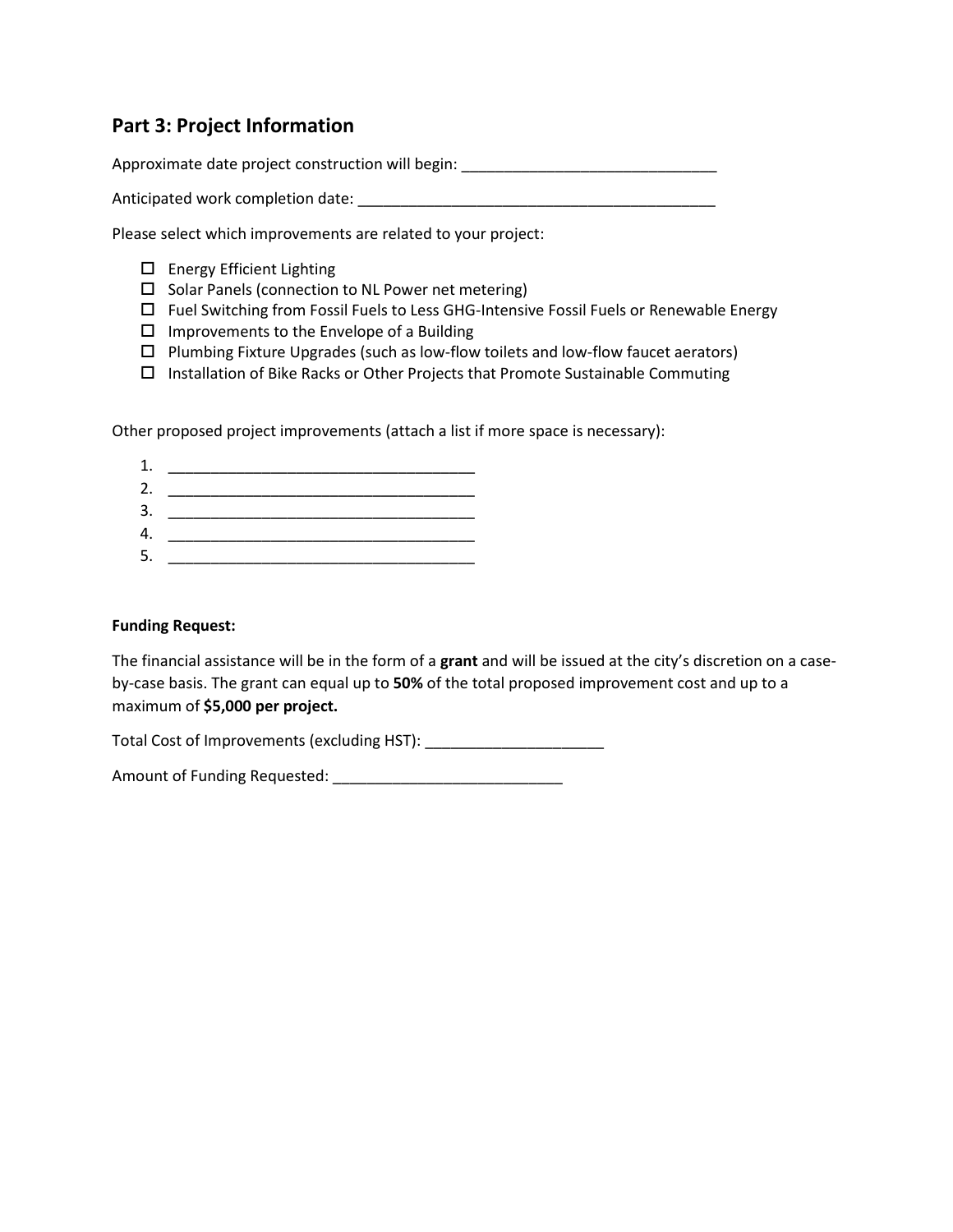## Part 3: Project Information

Approximate date project construction will begin: ______________________________

Anticipated work completion date: ___________________________________________

Please select which improvements are related to your project:

- ☐ Energy Efficient Lighting
- ☐ Solar Panels (connection to NL Power net metering)
- ☐ Fuel Switching from Fossil Fuels to Less GHG-Intensive Fossil Fuels or Renewable Energy
- ☐ Improvements to the Envelope of a Building
- ☐ Plumbing Fixture Upgrades (such as low-flow toilets and low-flow faucet aerators)
- ☐ Installation of Bike Racks or Other Projects that Promote Sustainable Commuting

Other proposed project improvements (attach a list if more space is necessary):

1. ____________________________________
2. ____________________________________
3. ____________________________________
4. ____________________________________
5. ____________________________________

**Funding Request:**

The financial assistance will be in the form of a **grant** and will be issued at the city's discretion on a case-by-case basis. The grant can equal up to **50%** of the total proposed improvement cost and up to a maximum of **$5,000 per project.**

Total Cost of Improvements (excluding HST): _____________________

Amount of Funding Requested: ___________________________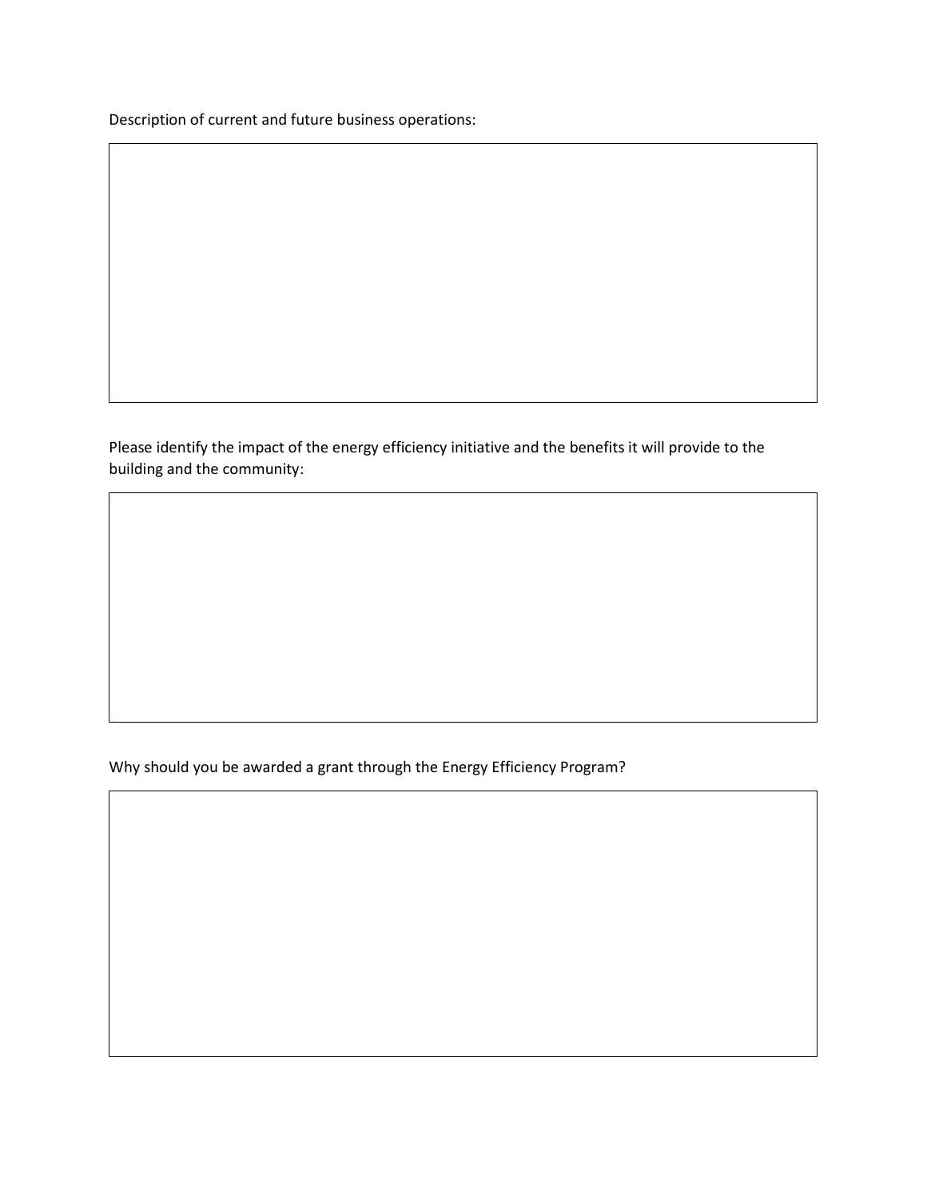Description of current and future business operations:

Please identify the impact of the energy efficiency initiative and the benefits it will provide to the building and the community:

Why should you be awarded a grant through the Energy Efficiency Program?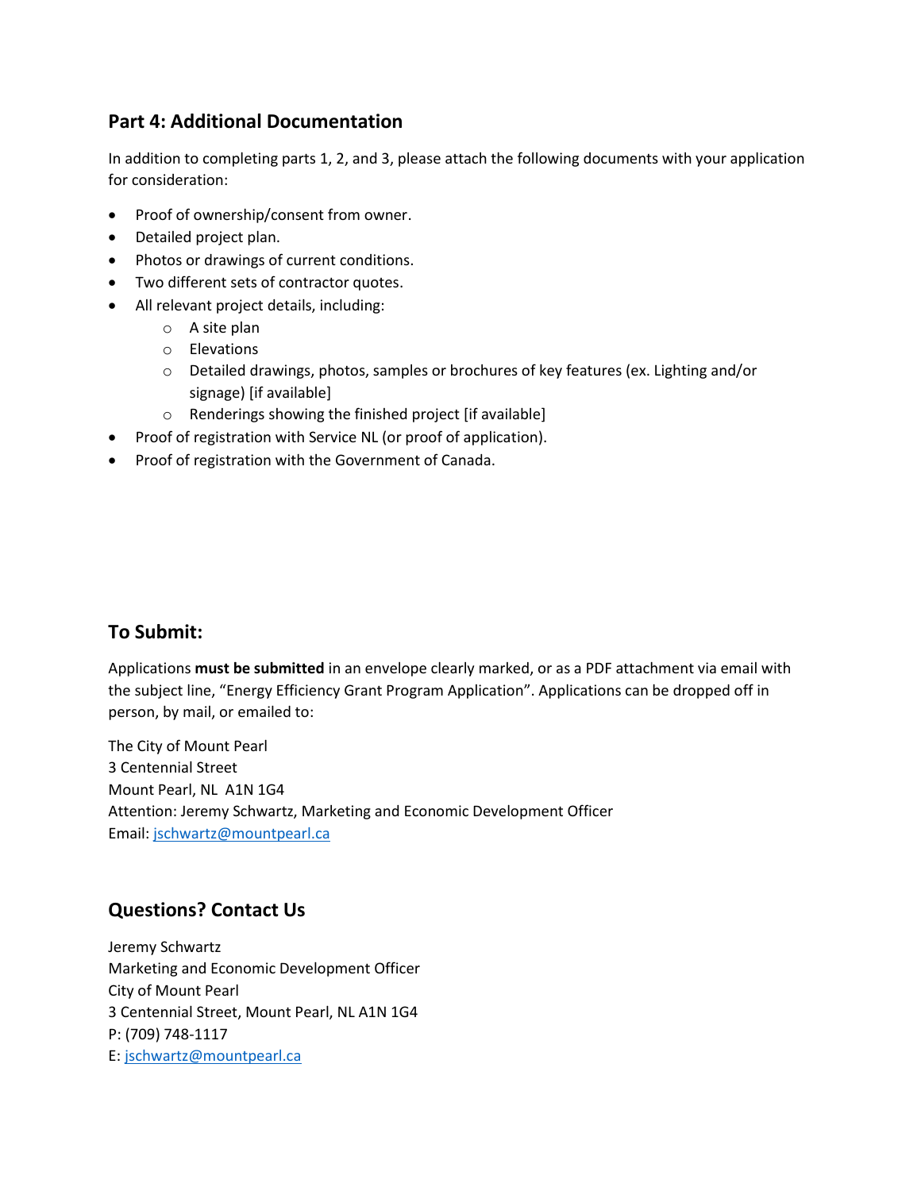## Part 4: Additional Documentation

In addition to completing parts 1, 2, and 3, please attach the following documents with your application for consideration:

- Proof of ownership/consent from owner.
- Detailed project plan.
- Photos or drawings of current conditions.
- Two different sets of contractor quotes.
- All relevant project details, including:
  - A site plan
  - Elevations
  - Detailed drawings, photos, samples or brochures of key features (ex. Lighting and/or signage) [if available]
  - Renderings showing the finished project [if available]
- Proof of registration with Service NL (or proof of application).
- Proof of registration with the Government of Canada.

## To Submit:

Applications **must be submitted** in an envelope clearly marked, or as a PDF attachment via email with the subject line, "Energy Efficiency Grant Program Application". Applications can be dropped off in person, by mail, or emailed to:

The City of Mount Pearl
3 Centennial Street
Mount Pearl, NL A1N 1G4
Attention: Jeremy Schwartz, Marketing and Economic Development Officer
Email: jschwartz@mountpearl.ca

## Questions? Contact Us

Jeremy Schwartz
Marketing and Economic Development Officer
City of Mount Pearl
3 Centennial Street, Mount Pearl, NL A1N 1G4
P: (709) 748-1117
E: jschwartz@mountpearl.ca